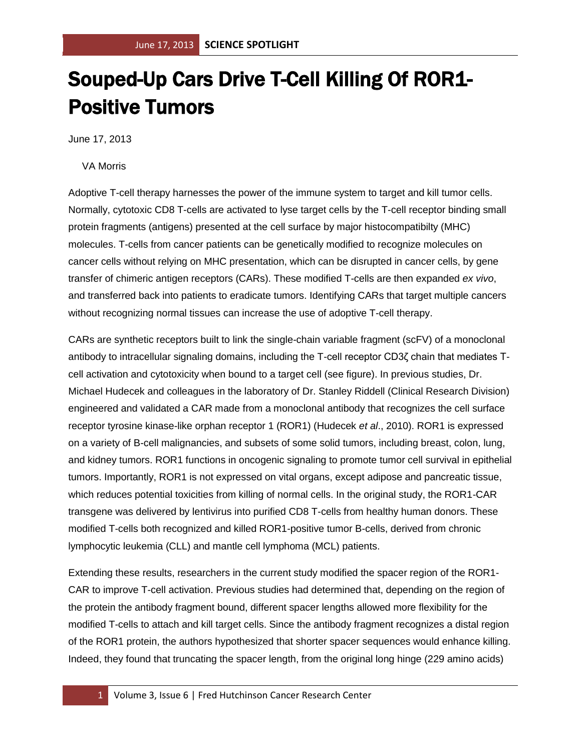# Souped-Up Cars Drive T-Cell Killing Of ROR1-Positive Tumors

June 17, 2013

VA Morris

Adoptive T-cell therapy harnesses the power of the immune system to target and kill tumor cells. Normally, cytotoxic CD8 T-cells are activated to lyse target cells by the T-cell receptor binding small protein fragments (antigens) presented at the cell surface by major histocompatibilty (MHC) molecules. T-cells from cancer patients can be genetically modified to recognize molecules on cancer cells without relying on MHC presentation, which can be disrupted in cancer cells, by gene transfer of chimeric antigen receptors (CARs). These modified T-cells are then expanded *ex vivo*, and transferred back into patients to eradicate tumors. Identifying CARs that target multiple cancers without recognizing normal tissues can increase the use of adoptive T-cell therapy.

CARs are synthetic receptors built to link the single-chain variable fragment (scFV) of a monoclonal antibody to intracellular signaling domains, including the T-cell receptor CD3ζ chain that mediates T-cell activation and cytotoxicity when bound to a target cell (see figure). In previous studies, Dr. Michael Hudecek and colleagues in the laboratory of Dr. Stanley Riddell (Clinical Research Division) engineered and validated a CAR made from a monoclonal antibody that recognizes the cell surface receptor tyrosine kinase-like orphan receptor 1 (ROR1) (Hudecek *et al*., 2010). ROR1 is expressed on a variety of B-cell malignancies, and subsets of some solid tumors, including breast, colon, lung, and kidney tumors. ROR1 functions in oncogenic signaling to promote tumor cell survival in epithelial tumors. Importantly, ROR1 is not expressed on vital organs, except adipose and pancreatic tissue, which reduces potential toxicities from killing of normal cells. In the original study, the ROR1-CAR transgene was delivered by lentivirus into purified CD8 T-cells from healthy human donors. These modified T-cells both recognized and killed ROR1-positive tumor B-cells, derived from chronic lymphocytic leukemia (CLL) and mantle cell lymphoma (MCL) patients.

Extending these results, researchers in the current study modified the spacer region of the ROR1-CAR to improve T-cell activation. Previous studies had determined that, depending on the region of the protein the antibody fragment bound, different spacer lengths allowed more flexibility for the modified T-cells to attach and kill target cells. Since the antibody fragment recognizes a distal region of the ROR1 protein, the authors hypothesized that shorter spacer sequences would enhance killing. Indeed, they found that truncating the spacer length, from the original long hinge (229 amino acids)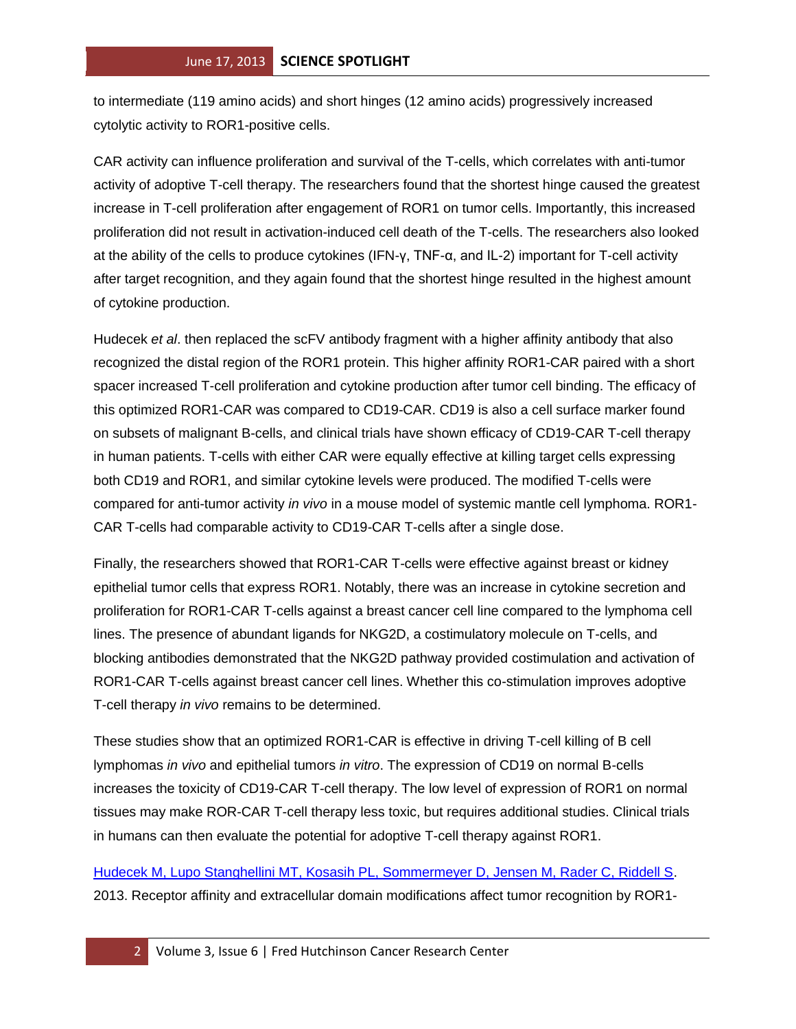to intermediate (119 amino acids) and short hinges (12 amino acids) progressively increased cytolytic activity to ROR1-positive cells.

CAR activity can influence proliferation and survival of the T-cells, which correlates with anti-tumor activity of adoptive T-cell therapy. The researchers found that the shortest hinge caused the greatest increase in T-cell proliferation after engagement of ROR1 on tumor cells. Importantly, this increased proliferation did not result in activation-induced cell death of the T-cells. The researchers also looked at the ability of the cells to produce cytokines (IFN-γ, TNF-α, and IL-2) important for T-cell activity after target recognition, and they again found that the shortest hinge resulted in the highest amount of cytokine production.

Hudecek *et al*. then replaced the scFV antibody fragment with a higher affinity antibody that also recognized the distal region of the ROR1 protein. This higher affinity ROR1-CAR paired with a short spacer increased T-cell proliferation and cytokine production after tumor cell binding. The efficacy of this optimized ROR1-CAR was compared to CD19-CAR. CD19 is also a cell surface marker found on subsets of malignant B-cells, and clinical trials have shown efficacy of CD19-CAR T-cell therapy in human patients. T-cells with either CAR were equally effective at killing target cells expressing both CD19 and ROR1, and similar cytokine levels were produced. The modified T-cells were compared for anti-tumor activity *in vivo* in a mouse model of systemic mantle cell lymphoma. ROR1-CAR T-cells had comparable activity to CD19-CAR T-cells after a single dose.

Finally, the researchers showed that ROR1-CAR T-cells were effective against breast or kidney epithelial tumor cells that express ROR1. Notably, there was an increase in cytokine secretion and proliferation for ROR1-CAR T-cells against a breast cancer cell line compared to the lymphoma cell lines. The presence of abundant ligands for NKG2D, a costimulatory molecule on T-cells, and blocking antibodies demonstrated that the NKG2D pathway provided costimulation and activation of ROR1-CAR T-cells against breast cancer cell lines. Whether this co-stimulation improves adoptive T-cell therapy *in vivo* remains to be determined.

These studies show that an optimized ROR1-CAR is effective in driving T-cell killing of B cell lymphomas *in vivo* and epithelial tumors *in vitro*. The expression of CD19 on normal B-cells increases the toxicity of CD19-CAR T-cell therapy. The low level of expression of ROR1 on normal tissues may make ROR-CAR T-cell therapy less toxic, but requires additional studies. Clinical trials in humans can then evaluate the potential for adoptive T-cell therapy against ROR1.

Hudecek M, Lupo Stanghellini MT, Kosasih PL, Sommermeyer D, Jensen M, Rader C, Riddell S. 2013. Receptor affinity and extracellular domain modifications affect tumor recognition by ROR1-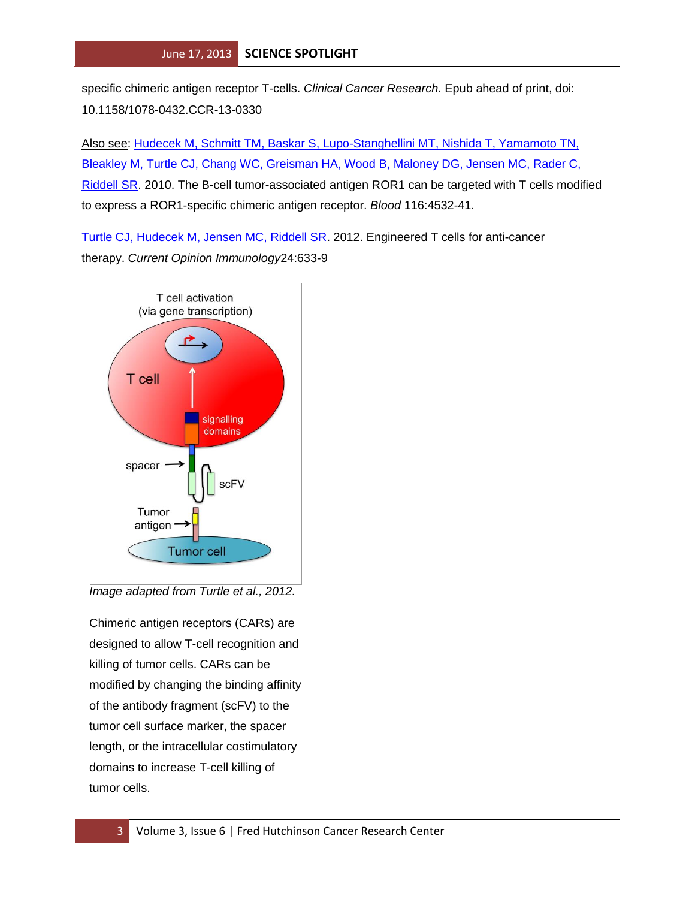specific chimeric antigen receptor T-cells. *Clinical Cancer Research*. Epub ahead of print, doi: 10.1158/1078-0432.CCR-13-0330

Also see: Hudecek M, Schmitt TM, Baskar S, Lupo-Stanghellini MT, Nishida T, Yamamoto TN, Bleakley M, Turtle CJ, Chang WC, Greisman HA, Wood B, Maloney DG, Jensen MC, Rader C, Riddell SR. 2010. The B-cell tumor-associated antigen ROR1 can be targeted with T cells modified to express a ROR1-specific chimeric antigen receptor. *Blood* 116:4532-41.

Turtle CJ, Hudecek M, Jensen MC, Riddell SR. 2012. Engineered T cells for anti-cancer therapy. *Current Opinion Immunology*24:633-9

T cell activation
(via gene transcription)
T cell
signalling
domains
spacer
scFV
Tumor
antigen
Tumor cell

*Image adapted from Turtle et al., 2012.*

Chimeric antigen receptors (CARs) are designed to allow T-cell recognition and killing of tumor cells. CARs can be modified by changing the binding affinity of the antibody fragment (scFV) to the tumor cell surface marker, the spacer length, or the intracellular costimulatory domains to increase T-cell killing of tumor cells.